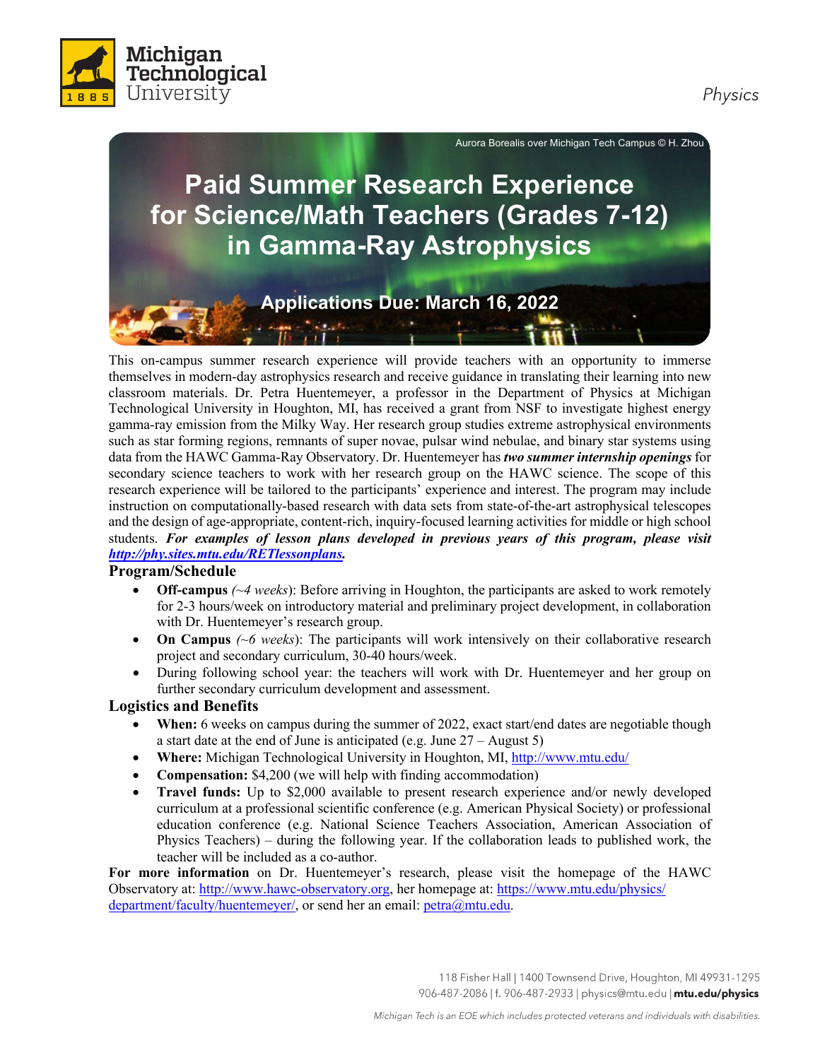Michigan Technological University

Physics

Aurora Borealis over Michigan Tech Campus © H. Zhou

# Paid Summer Research Experience for Science/Math Teachers (Grades 7-12) in Gamma-Ray Astrophysics

**Applications Due: March 16, 2022**

This on-campus summer research experience will provide teachers with an opportunity to immerse themselves in modern-day astrophysics research and receive guidance in translating their learning into new classroom materials. Dr. Petra Huentemeyer, a professor in the Department of Physics at Michigan Technological University in Houghton, MI, has received a grant from NSF to investigate highest energy gamma-ray emission from the Milky Way. Her research group studies extreme astrophysical environments such as star forming regions, remnants of super novae, pulsar wind nebulae, and binary star systems using data from the HAWC Gamma-Ray Observatory. Dr. Huentemeyer has ***two summer internship openings*** for secondary science teachers to work with her research group on the HAWC science. The scope of this research experience will be tailored to the participants' experience and interest. The program may include instruction on computationally-based research with data sets from state-of-the-art astrophysical telescopes and the design of age-appropriate, content-rich, inquiry-focused learning activities for middle or high school students. ***For examples of lesson plans developed in previous years of this program, please visit http://phy.sites.mtu.edu/RETlessonplans.***

## Program/Schedule

- **Off-campus** *(~4 weeks)*: Before arriving in Houghton, the participants are asked to work remotely for 2-3 hours/week on introductory material and preliminary project development, in collaboration with Dr. Huentemeyer's research group.
- **On Campus** *(~6 weeks)*: The participants will work intensively on their collaborative research project and secondary curriculum, 30-40 hours/week.
- During following school year: the teachers will work with Dr. Huentemeyer and her group on further secondary curriculum development and assessment.

## Logistics and Benefits

- **When:** 6 weeks on campus during the summer of 2022, exact start/end dates are negotiable though a start date at the end of June is anticipated (e.g. June 27 – August 5)
- **Where:** Michigan Technological University in Houghton, MI, http://www.mtu.edu/
- **Compensation:** $4,200 (we will help with finding accommodation)
- **Travel funds:** Up to $2,000 available to present research experience and/or newly developed curriculum at a professional scientific conference (e.g. American Physical Society) or professional education conference (e.g. National Science Teachers Association, American Association of Physics Teachers) – during the following year. If the collaboration leads to published work, the teacher will be included as a co-author.

**For more information** on Dr. Huentemeyer's research, please visit the homepage of the HAWC Observatory at: http://www.hawc-observatory.org, her homepage at: https://www.mtu.edu/physics/department/faculty/huentemeyer/, or send her an email: petra@mtu.edu.

118 Fisher Hall | 1400 Townsend Drive, Houghton, MI 49931-1295
906-487-2086 | f. 906-487-2933 | physics@mtu.edu | **mtu.edu/physics**

*Michigan Tech is an EOE which includes protected veterans and individuals with disabilities.*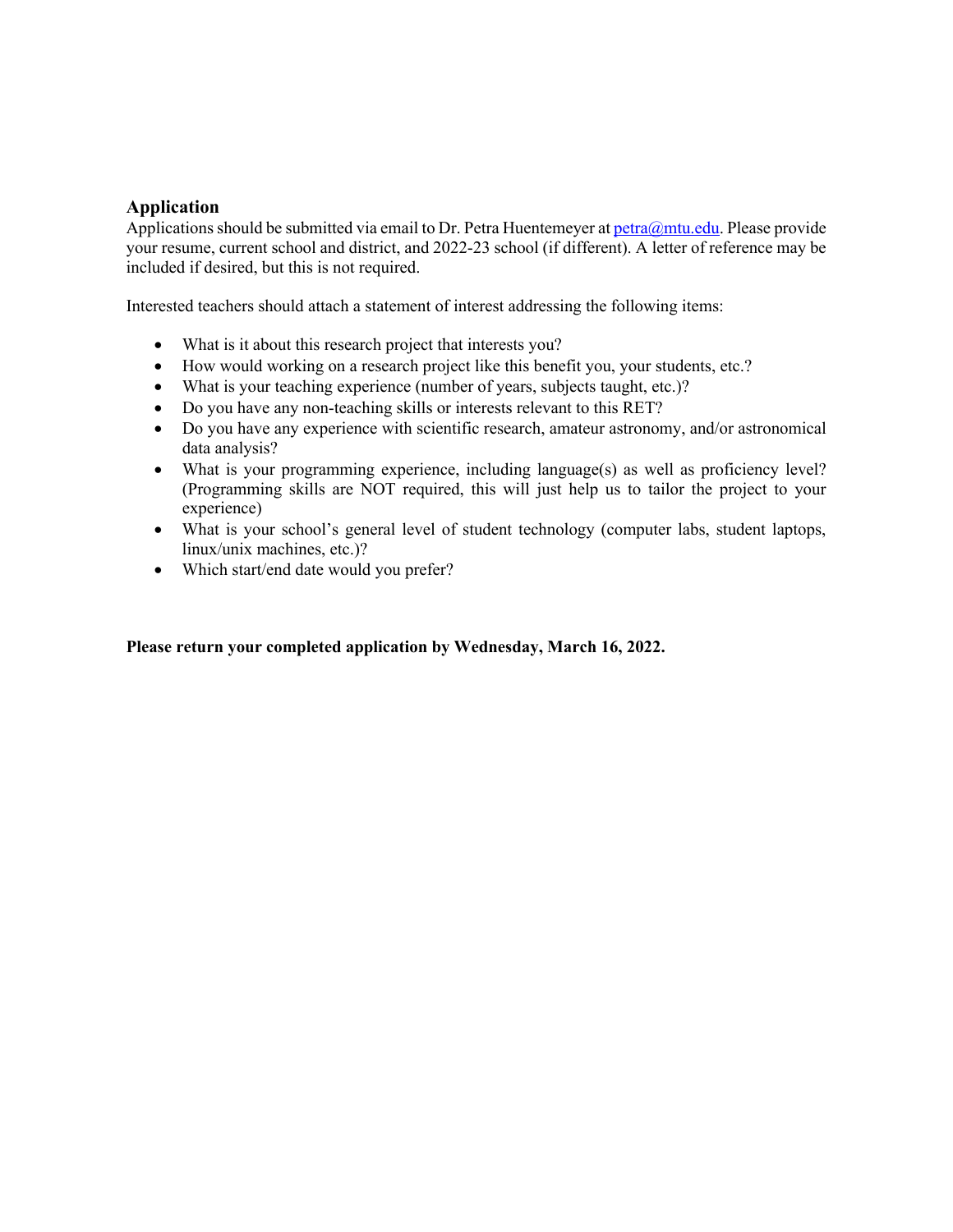## Application

Applications should be submitted via email to Dr. Petra Huentemeyer at petra@mtu.edu. Please provide your resume, current school and district, and 2022-23 school (if different). A letter of reference may be included if desired, but this is not required.

Interested teachers should attach a statement of interest addressing the following items:

- What is it about this research project that interests you?
- How would working on a research project like this benefit you, your students, etc.?
- What is your teaching experience (number of years, subjects taught, etc.)?
- Do you have any non-teaching skills or interests relevant to this RET?
- Do you have any experience with scientific research, amateur astronomy, and/or astronomical data analysis?
- What is your programming experience, including language(s) as well as proficiency level? (Programming skills are NOT required, this will just help us to tailor the project to your experience)
- What is your school's general level of student technology (computer labs, student laptops, linux/unix machines, etc.)?
- Which start/end date would you prefer?

**Please return your completed application by Wednesday, March 16, 2022.**